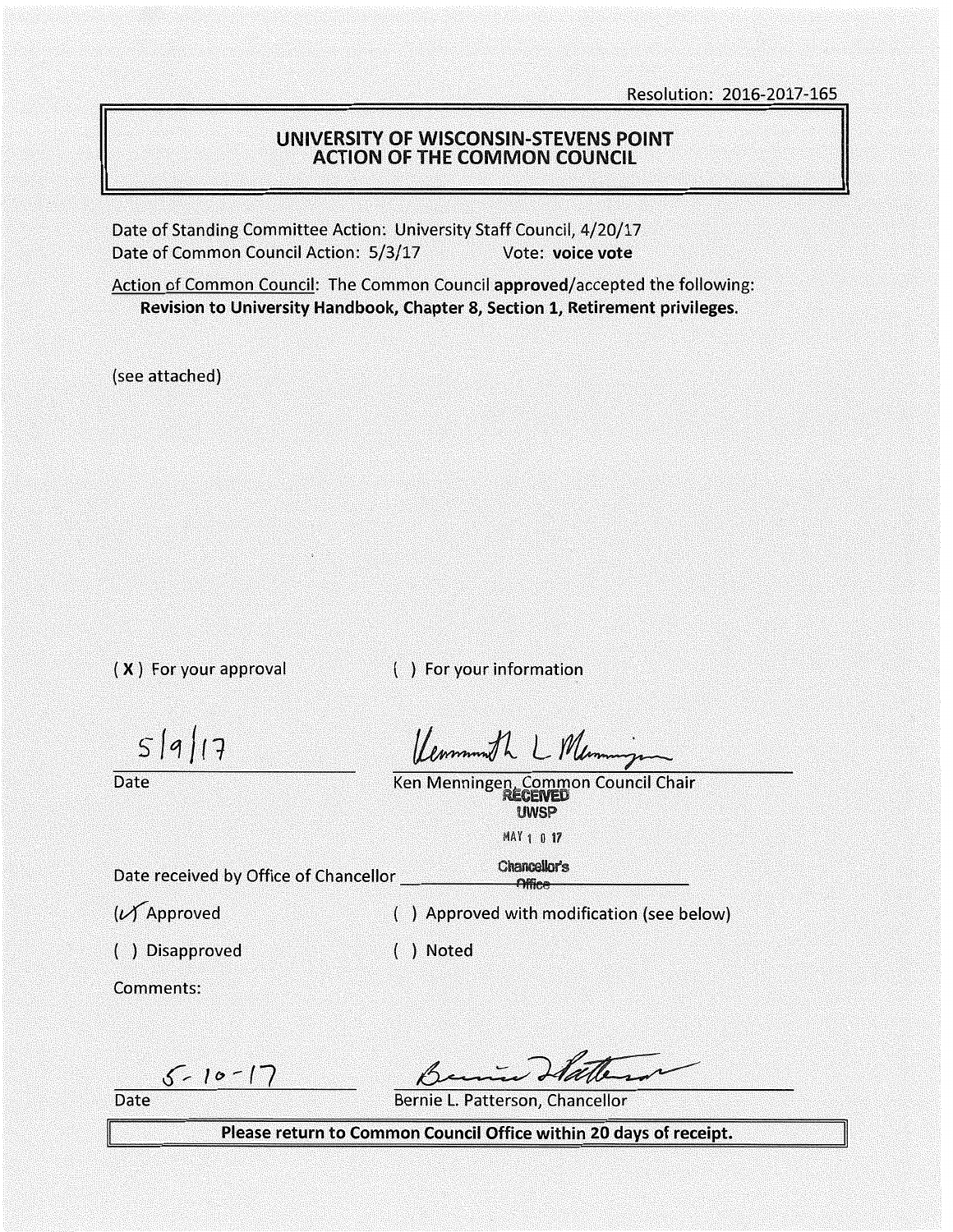Resolution: 2016-2017-165

# UNIVERSITY OF WISCONSIN-STEVENS POINT ACTION OF THE COMMON COUNCIL

Date of Standing Committee Action: University Staff Council, 4/20/17
Date of Common Council Action: 5/3/17 Vote: **voice vote**

Action of Common Council: The Common Council **approved**/accepted the following:
**Revision to University Handbook, Chapter 8, Section 1, Retirement privileges.**

(see attached)

( **X** ) For your approval ( ) For your information

5/9/17
Date

Ken Menningen, Common Council Chair

RECEIVED UWSP MAY 10 17 Chancellor's Office

Date received by Office of Chancellor ____________

(✓) Approved ( ) Approved with modification (see below)

( ) Disapproved ( ) Noted

Comments:

5-10-17
Date

Bernie L. Patterson, Chancellor

**Please return to Common Council Office within 20 days of receipt.**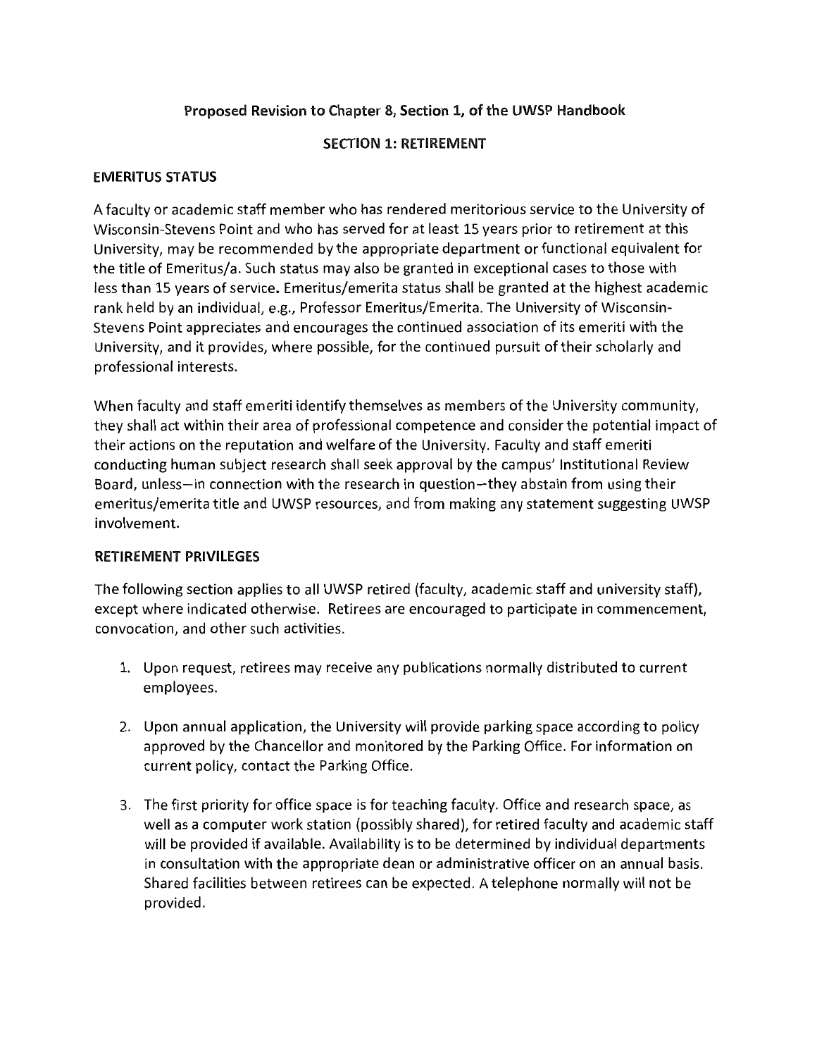## Proposed Revision to Chapter 8, Section 1, of the UWSP Handbook

### SECTION 1: RETIREMENT

#### EMERITUS STATUS

A faculty or academic staff member who has rendered meritorious service to the University of Wisconsin-Stevens Point and who has served for at least 15 years prior to retirement at this University, may be recommended by the appropriate department or functional equivalent for the title of Emeritus/a. Such status may also be granted in exceptional cases to those with less than 15 years of service. Emeritus/emerita status shall be granted at the highest academic rank held by an individual, e.g., Professor Emeritus/Emerita. The University of Wisconsin-Stevens Point appreciates and encourages the continued association of its emeriti with the University, and it provides, where possible, for the continued pursuit of their scholarly and professional interests.

When faculty and staff emeriti identify themselves as members of the University community, they shall act within their area of professional competence and consider the potential impact of their actions on the reputation and welfare of the University. Faculty and staff emeriti conducting human subject research shall seek approval by the campus' Institutional Review Board, unless—in connection with the research in question—they abstain from using their emeritus/emerita title and UWSP resources, and from making any statement suggesting UWSP involvement.

#### RETIREMENT PRIVILEGES

The following section applies to all UWSP retired (faculty, academic staff and university staff), except where indicated otherwise. Retirees are encouraged to participate in commencement, convocation, and other such activities.

1. Upon request, retirees may receive any publications normally distributed to current employees.

2. Upon annual application, the University will provide parking space according to policy approved by the Chancellor and monitored by the Parking Office. For information on current policy, contact the Parking Office.

3. The first priority for office space is for teaching faculty. Office and research space, as well as a computer work station (possibly shared), for retired faculty and academic staff will be provided if available. Availability is to be determined by individual departments in consultation with the appropriate dean or administrative officer on an annual basis. Shared facilities between retirees can be expected. A telephone normally will not be provided.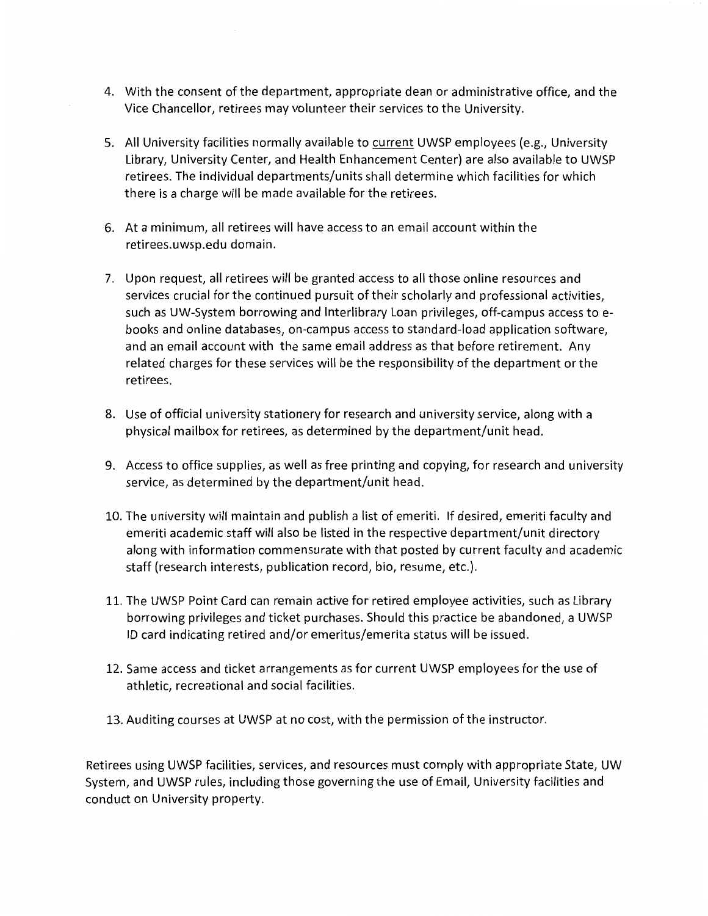4. With the consent of the department, appropriate dean or administrative office, and the Vice Chancellor, retirees may volunteer their services to the University.

5. All University facilities normally available to <u>current</u> UWSP employees (e.g., University Library, University Center, and Health Enhancement Center) are also available to UWSP retirees. The individual departments/units shall determine which facilities for which there is a charge will be made available for the retirees.

6. At a minimum, all retirees will have access to an email account within the retirees.uwsp.edu domain.

7. Upon request, all retirees will be granted access to all those online resources and services crucial for the continued pursuit of their scholarly and professional activities, such as UW-System borrowing and Interlibrary Loan privileges, off-campus access to e-books and online databases, on-campus access to standard-load application software, and an email account with the same email address as that before retirement. Any related charges for these services will be the responsibility of the department or the retirees.

8. Use of official university stationery for research and university service, along with a physical mailbox for retirees, as determined by the department/unit head.

9. Access to office supplies, as well as free printing and copying, for research and university service, as determined by the department/unit head.

10. The university will maintain and publish a list of emeriti. If desired, emeriti faculty and emeriti academic staff will also be listed in the respective department/unit directory along with information commensurate with that posted by current faculty and academic staff (research interests, publication record, bio, resume, etc.).

11. The UWSP Point Card can remain active for retired employee activities, such as Library borrowing privileges and ticket purchases. Should this practice be abandoned, a UWSP ID card indicating retired and/or emeritus/emerita status will be issued.

12. Same access and ticket arrangements as for current UWSP employees for the use of athletic, recreational and social facilities.

13. Auditing courses at UWSP at no cost, with the permission of the instructor.

Retirees using UWSP facilities, services, and resources must comply with appropriate State, UW System, and UWSP rules, including those governing the use of Email, University facilities and conduct on University property.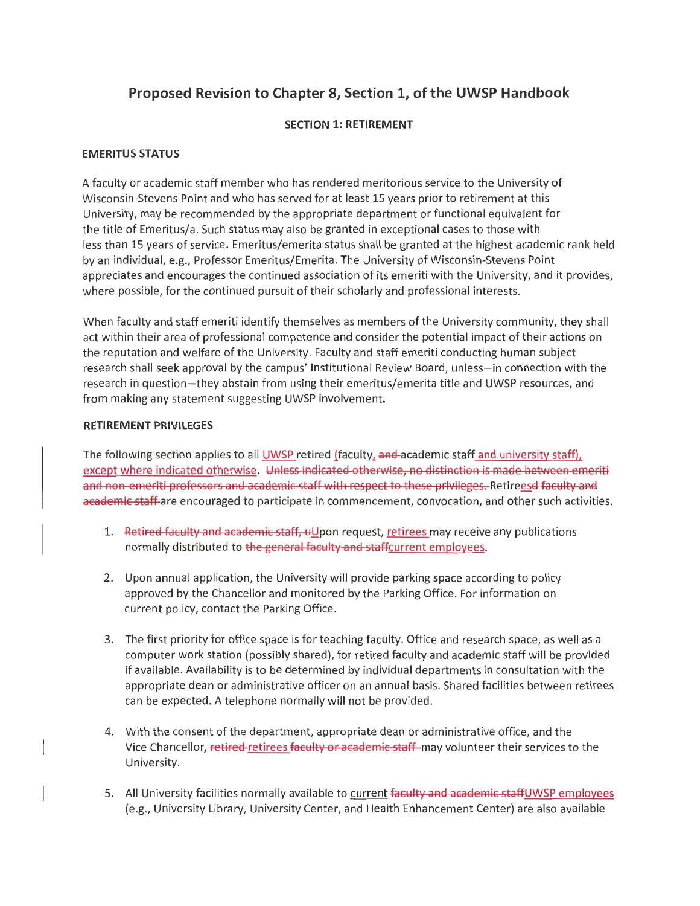## Proposed Revision to Chapter 8, Section 1, of the UWSP Handbook

**SECTION 1: RETIREMENT**

**EMERITUS STATUS**

A faculty or academic staff member who has rendered meritorious service to the University of Wisconsin-Stevens Point and who has served for at least 15 years prior to retirement at this University, may be recommended by the appropriate department or functional equivalent for the title of Emeritus/a. Such status may also be granted in exceptional cases to those with less than 15 years of service. Emeritus/emerita status shall be granted at the highest academic rank held by an individual, e.g., Professor Emeritus/Emerita. The University of Wisconsin-Stevens Point appreciates and encourages the continued association of its emeriti with the University, and it provides, where possible, for the continued pursuit of their scholarly and professional interests.

When faculty and staff emeriti identify themselves as members of the University community, they shall act within their area of professional competence and consider the potential impact of their actions on the reputation and welfare of the University. Faculty and staff emeriti conducting human subject research shall seek approval by the campus' Institutional Review Board, unless—in connection with the research in question—they abstain from using their emeritus/emerita title and UWSP resources, and from making any statement suggesting UWSP involvement.

**RETIREMENT PRIVILEGES**

The following section applies to all UWSP retired (faculty, ~~and~~ academic staff and university staff), except where indicated otherwise. ~~Unless indicated otherwise, no distinction is made between emeriti and non-emeriti professors and academic staff with respect to these privileges.~~ Retire~~d~~es ~~faculty and academic staff~~ are encouraged to participate in commencement, convocation, and other such activities.

1. ~~Retired faculty and academic staff, u~~Upon request, retirees may receive any publications normally distributed to ~~the general faculty and staff~~current employees.

2. Upon annual application, the University will provide parking space according to policy approved by the Chancellor and monitored by the Parking Office. For information on current policy, contact the Parking Office.

3. The first priority for office space is for teaching faculty. Office and research space, as well as a computer work station (possibly shared), for retired faculty and academic staff will be provided if available. Availability is to be determined by individual departments in consultation with the appropriate dean or administrative officer on an annual basis. Shared facilities between retirees can be expected. A telephone normally will not be provided.

4. With the consent of the department, appropriate dean or administrative office, and the Vice Chancellor, ~~retired~~ retirees ~~faculty or academic staff~~ may volunteer their services to the University.

5. All University facilities normally available to current ~~faculty and academic staff~~UWSP employees (e.g., University Library, University Center, and Health Enhancement Center) are also available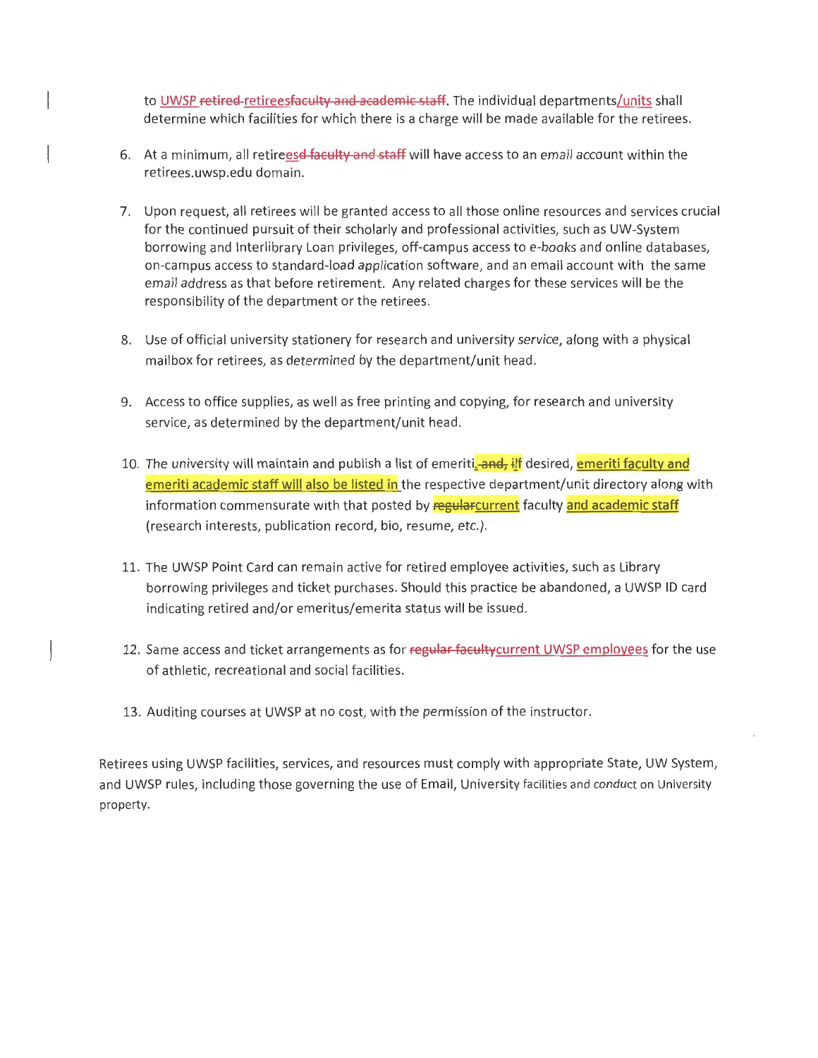to UWSP ~~retired~~ retirees~~faculty and academic staff~~. The individual departments/units shall determine which facilities for which there is a charge will be made available for the retirees.

6. At a minimum, all retirees~~d faculty and staff~~ will have access to an email account within the retirees.uwsp.edu domain.

7. Upon request, all retirees will be granted access to all those online resources and services crucial for the continued pursuit of their scholarly and professional activities, such as UW-System borrowing and Interlibrary Loan privileges, off-campus access to e-books and online databases, on-campus access to standard-load application software, and an email account with the same email address as that before retirement. Any related charges for these services will be the responsibility of the department or the retirees.

8. Use of official university stationery for research and university service, along with a physical mailbox for retirees, as determined by the department/unit head.

9. Access to office supplies, as well as free printing and copying, for research and university service, as determined by the department/unit head.

10. The university will maintain and publish a list of emeriti.~~ and, i~~If desired, emeriti faculty and emeriti academic staff will also be listed in the respective department/unit directory along with information commensurate with that posted by ~~regular~~current faculty and academic staff (research interests, publication record, bio, resume, *etc.*).

11. The UWSP Point Card can remain active for retired employee activities, such as Library borrowing privileges and ticket purchases. Should this practice be abandoned, a UWSP ID card indicating retired and/or emeritus/emerita status will be issued.

12. Same access and ticket arrangements as for ~~regular faculty~~current UWSP employees for the use of athletic, recreational and social facilities.

13. Auditing courses at UWSP at no cost, with the permission of the instructor.

Retirees using UWSP facilities, services, and resources must comply with appropriate State, UW System, and UWSP rules, including those governing the use of Email, University facilities and conduct on University property.